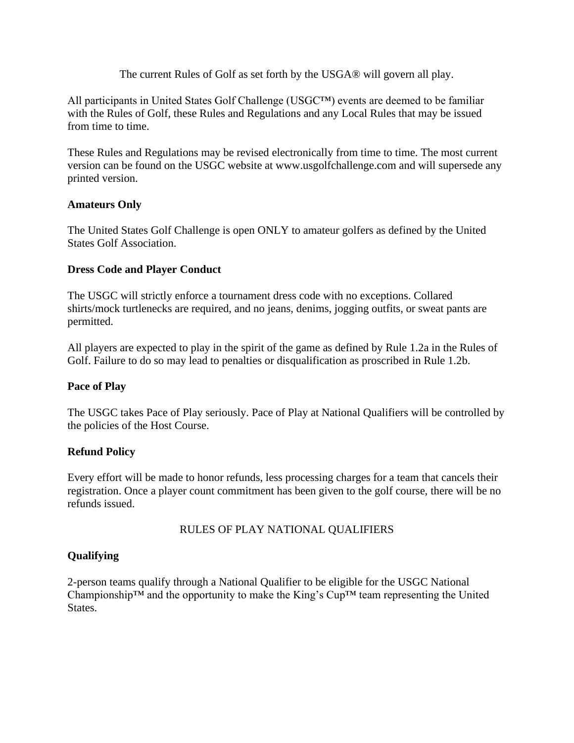The current Rules of Golf as set forth by the USGA® will govern all play.

All participants in United States Golf Challenge (USGC™) events are deemed to be familiar with the Rules of Golf, these Rules and Regulations and any Local Rules that may be issued from time to time.

These Rules and Regulations may be revised electronically from time to time. The most current version can be found on the USGC website at www.usgolfchallenge.com and will supersede any printed version.

**Amateurs Only**

The United States Golf Challenge is open ONLY to amateur golfers as defined by the United States Golf Association.

**Dress Code and Player Conduct**

The USGC will strictly enforce a tournament dress code with no exceptions. Collared shirts/mock turtlenecks are required, and no jeans, denims, jogging outfits, or sweat pants are permitted.

All players are expected to play in the spirit of the game as defined by Rule 1.2a in the Rules of Golf. Failure to do so may lead to penalties or disqualification as proscribed in Rule 1.2b.

**Pace of Play**

The USGC takes Pace of Play seriously. Pace of Play at National Qualifiers will be controlled by the policies of the Host Course.

**Refund Policy**

Every effort will be made to honor refunds, less processing charges for a team that cancels their registration. Once a player count commitment has been given to the golf course, there will be no refunds issued.

## RULES OF PLAY NATIONAL QUALIFIERS

**Qualifying**

2-person teams qualify through a National Qualifier to be eligible for the USGC National Championship™ and the opportunity to make the King's Cup™ team representing the United States.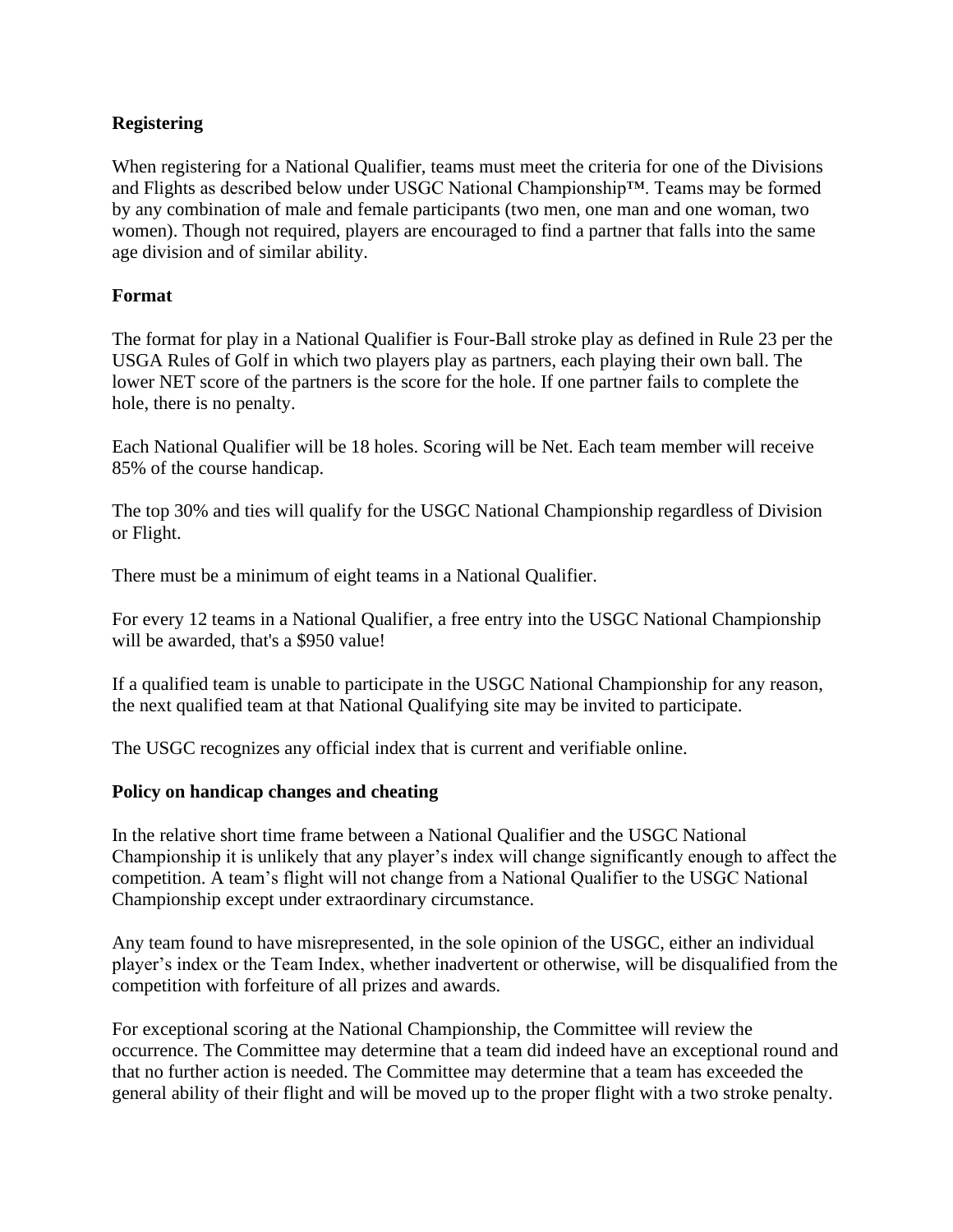**Registering**

When registering for a National Qualifier, teams must meet the criteria for one of the Divisions and Flights as described below under USGC National Championship™. Teams may be formed by any combination of male and female participants (two men, one man and one woman, two women). Though not required, players are encouraged to find a partner that falls into the same age division and of similar ability.

**Format**

The format for play in a National Qualifier is Four-Ball stroke play as defined in Rule 23 per the USGA Rules of Golf in which two players play as partners, each playing their own ball. The lower NET score of the partners is the score for the hole. If one partner fails to complete the hole, there is no penalty.

Each National Qualifier will be 18 holes. Scoring will be Net. Each team member will receive 85% of the course handicap.

The top 30% and ties will qualify for the USGC National Championship regardless of Division or Flight.

There must be a minimum of eight teams in a National Qualifier.

For every 12 teams in a National Qualifier, a free entry into the USGC National Championship will be awarded, that's a $950 value!

If a qualified team is unable to participate in the USGC National Championship for any reason, the next qualified team at that National Qualifying site may be invited to participate.

The USGC recognizes any official index that is current and verifiable online.

**Policy on handicap changes and cheating**

In the relative short time frame between a National Qualifier and the USGC National Championship it is unlikely that any player's index will change significantly enough to affect the competition. A team's flight will not change from a National Qualifier to the USGC National Championship except under extraordinary circumstance.

Any team found to have misrepresented, in the sole opinion of the USGC, either an individual player's index or the Team Index, whether inadvertent or otherwise, will be disqualified from the competition with forfeiture of all prizes and awards.

For exceptional scoring at the National Championship, the Committee will review the occurrence. The Committee may determine that a team did indeed have an exceptional round and that no further action is needed. The Committee may determine that a team has exceeded the general ability of their flight and will be moved up to the proper flight with a two stroke penalty.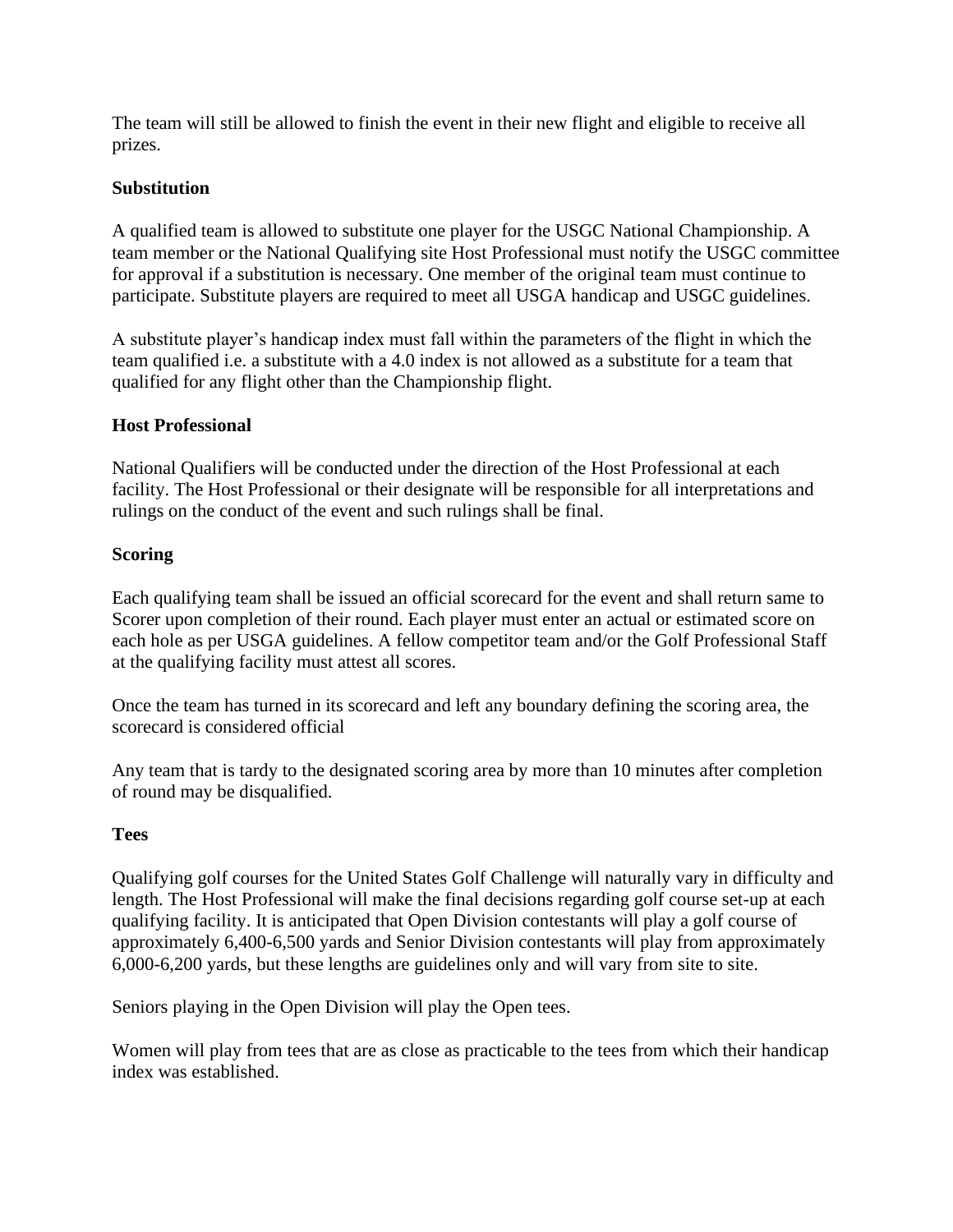The team will still be allowed to finish the event in their new flight and eligible to receive all prizes.

**Substitution**

A qualified team is allowed to substitute one player for the USGC National Championship. A team member or the National Qualifying site Host Professional must notify the USGC committee for approval if a substitution is necessary. One member of the original team must continue to participate. Substitute players are required to meet all USGA handicap and USGC guidelines.

A substitute player's handicap index must fall within the parameters of the flight in which the team qualified i.e. a substitute with a 4.0 index is not allowed as a substitute for a team that qualified for any flight other than the Championship flight.

**Host Professional**

National Qualifiers will be conducted under the direction of the Host Professional at each facility. The Host Professional or their designate will be responsible for all interpretations and rulings on the conduct of the event and such rulings shall be final.

**Scoring**

Each qualifying team shall be issued an official scorecard for the event and shall return same to Scorer upon completion of their round. Each player must enter an actual or estimated score on each hole as per USGA guidelines. A fellow competitor team and/or the Golf Professional Staff at the qualifying facility must attest all scores.

Once the team has turned in its scorecard and left any boundary defining the scoring area, the scorecard is considered official

Any team that is tardy to the designated scoring area by more than 10 minutes after completion of round may be disqualified.

**Tees**

Qualifying golf courses for the United States Golf Challenge will naturally vary in difficulty and length. The Host Professional will make the final decisions regarding golf course set-up at each qualifying facility. It is anticipated that Open Division contestants will play a golf course of approximately 6,400-6,500 yards and Senior Division contestants will play from approximately 6,000-6,200 yards, but these lengths are guidelines only and will vary from site to site.

Seniors playing in the Open Division will play the Open tees.

Women will play from tees that are as close as practicable to the tees from which their handicap index was established.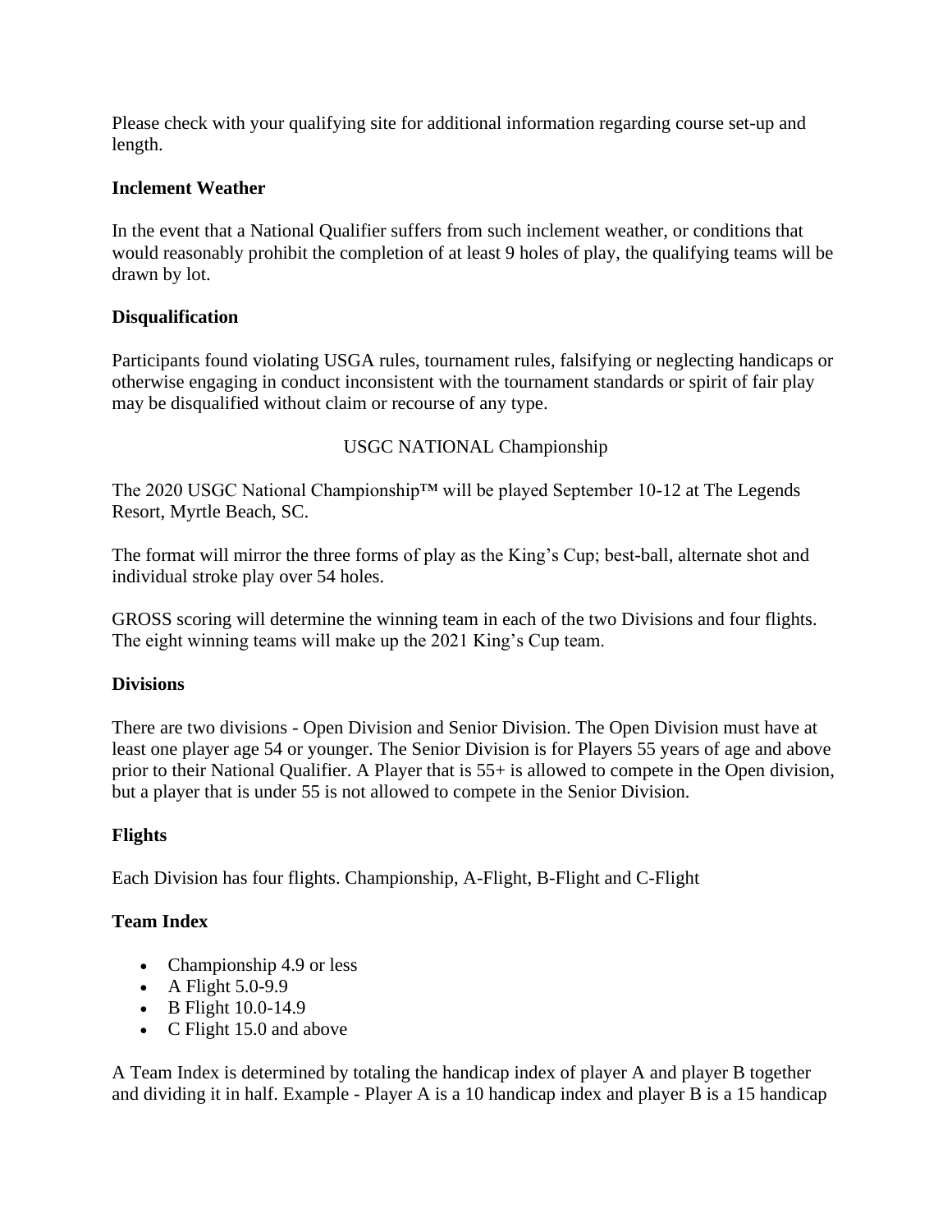Please check with your qualifying site for additional information regarding course set-up and length.

**Inclement Weather**

In the event that a National Qualifier suffers from such inclement weather, or conditions that would reasonably prohibit the completion of at least 9 holes of play, the qualifying teams will be drawn by lot.

**Disqualification**

Participants found violating USGA rules, tournament rules, falsifying or neglecting handicaps or otherwise engaging in conduct inconsistent with the tournament standards or spirit of fair play may be disqualified without claim or recourse of any type.

## USGC NATIONAL Championship

The 2020 USGC National Championship™ will be played September 10-12 at The Legends Resort, Myrtle Beach, SC.

The format will mirror the three forms of play as the King's Cup; best-ball, alternate shot and individual stroke play over 54 holes.

GROSS scoring will determine the winning team in each of the two Divisions and four flights. The eight winning teams will make up the 2021 King's Cup team.

**Divisions**

There are two divisions - Open Division and Senior Division. The Open Division must have at least one player age 54 or younger. The Senior Division is for Players 55 years of age and above prior to their National Qualifier. A Player that is 55+ is allowed to compete in the Open division, but a player that is under 55 is not allowed to compete in the Senior Division.

**Flights**

Each Division has four flights. Championship, A-Flight, B-Flight and C-Flight

**Team Index**

- Championship 4.9 or less
- A Flight 5.0-9.9
- B Flight 10.0-14.9
- C Flight 15.0 and above

A Team Index is determined by totaling the handicap index of player A and player B together and dividing it in half. Example - Player A is a 10 handicap index and player B is a 15 handicap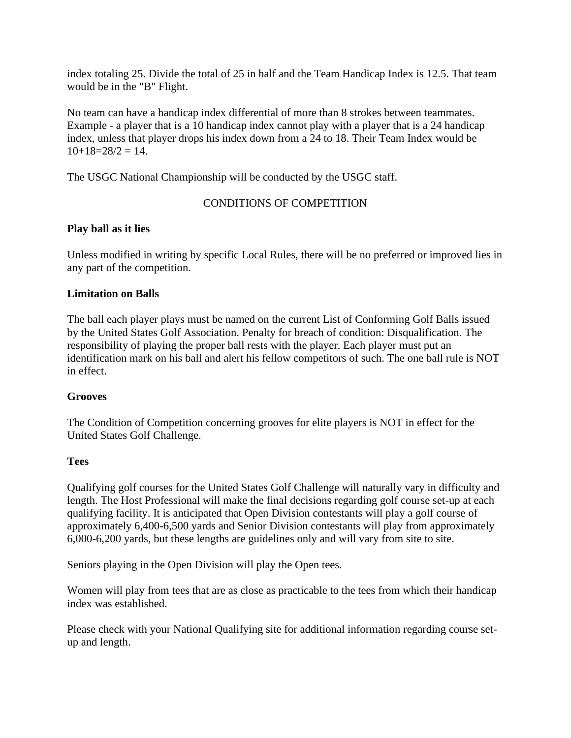index totaling 25. Divide the total of 25 in half and the Team Handicap Index is 12.5. That team would be in the "B" Flight.

No team can have a handicap index differential of more than 8 strokes between teammates. Example - a player that is a 10 handicap index cannot play with a player that is a 24 handicap index, unless that player drops his index down from a 24 to 18. Their Team Index would be 10+18=28/2 = 14.

The USGC National Championship will be conducted by the USGC staff.

## CONDITIONS OF COMPETITION

**Play ball as it lies**

Unless modified in writing by specific Local Rules, there will be no preferred or improved lies in any part of the competition.

**Limitation on Balls**

The ball each player plays must be named on the current List of Conforming Golf Balls issued by the United States Golf Association. Penalty for breach of condition: Disqualification. The responsibility of playing the proper ball rests with the player. Each player must put an identification mark on his ball and alert his fellow competitors of such. The one ball rule is NOT in effect.

**Grooves**

The Condition of Competition concerning grooves for elite players is NOT in effect for the United States Golf Challenge.

**Tees**

Qualifying golf courses for the United States Golf Challenge will naturally vary in difficulty and length. The Host Professional will make the final decisions regarding golf course set-up at each qualifying facility. It is anticipated that Open Division contestants will play a golf course of approximately 6,400-6,500 yards and Senior Division contestants will play from approximately 6,000-6,200 yards, but these lengths are guidelines only and will vary from site to site.

Seniors playing in the Open Division will play the Open tees.

Women will play from tees that are as close as practicable to the tees from which their handicap index was established.

Please check with your National Qualifying site for additional information regarding course set-up and length.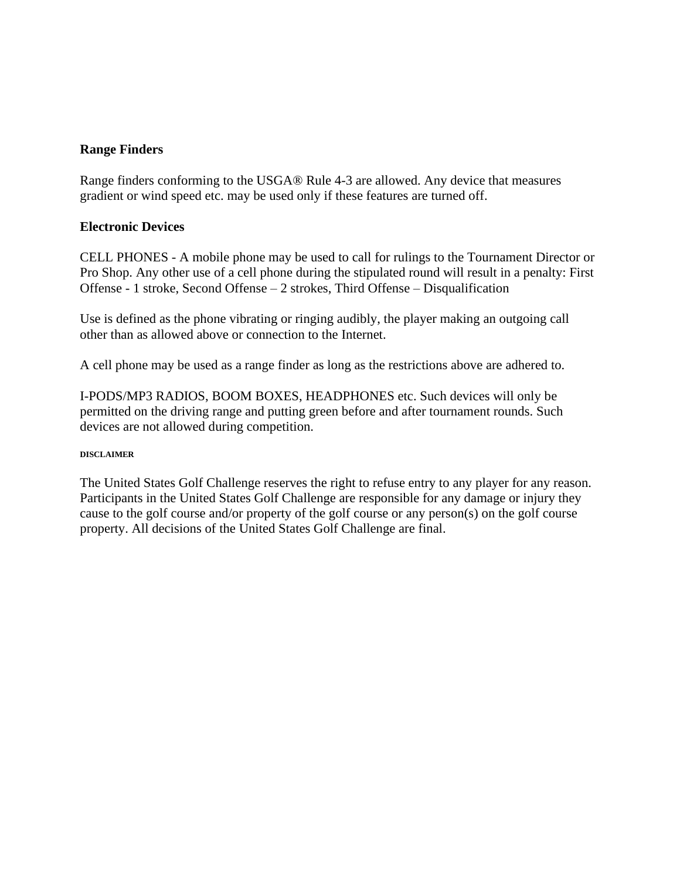**Range Finders**

Range finders conforming to the USGA® Rule 4-3 are allowed. Any device that measures gradient or wind speed etc. may be used only if these features are turned off.

**Electronic Devices**

CELL PHONES - A mobile phone may be used to call for rulings to the Tournament Director or Pro Shop. Any other use of a cell phone during the stipulated round will result in a penalty: First Offense - 1 stroke, Second Offense – 2 strokes, Third Offense – Disqualification

Use is defined as the phone vibrating or ringing audibly, the player making an outgoing call other than as allowed above or connection to the Internet.

A cell phone may be used as a range finder as long as the restrictions above are adhered to.

I-PODS/MP3 RADIOS, BOOM BOXES, HEADPHONES etc. Such devices will only be permitted on the driving range and putting green before and after tournament rounds. Such devices are not allowed during competition.

**DISCLAIMER**

The United States Golf Challenge reserves the right to refuse entry to any player for any reason. Participants in the United States Golf Challenge are responsible for any damage or injury they cause to the golf course and/or property of the golf course or any person(s) on the golf course property. All decisions of the United States Golf Challenge are final.